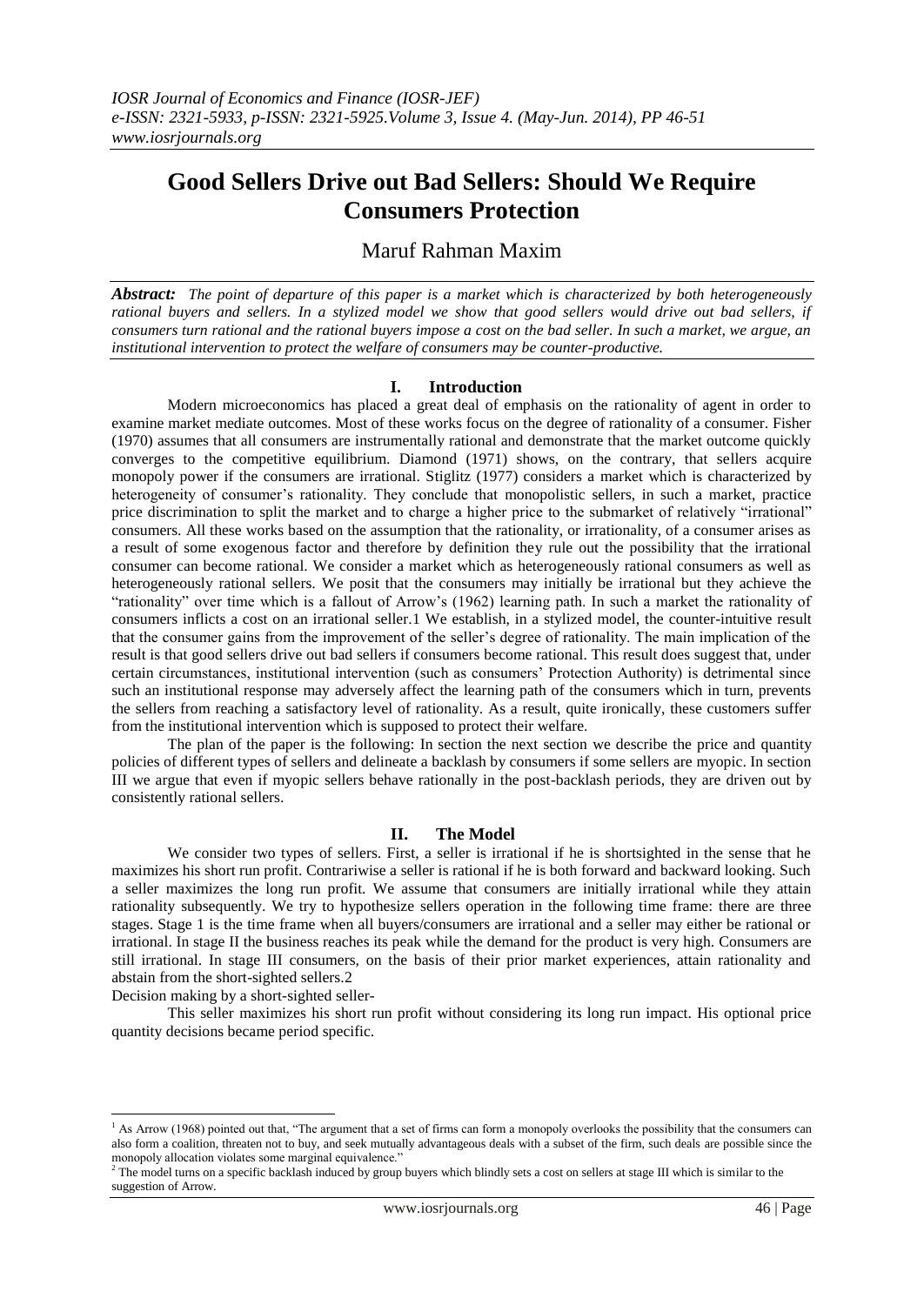# Good Sellers Drive out Bad Sellers: Should We Require Consumers Protection

Maruf Rahman Maxim

***Abstract:*** *The point of departure of this paper is a market which is characterized by both heterogeneously rational buyers and sellers. In a stylized model we show that good sellers would drive out bad sellers, if consumers turn rational and the rational buyers impose a cost on the bad seller. In such a market, we argue, an institutional intervention to protect the welfare of consumers may be counter-productive.*

## I. Introduction

Modern microeconomics has placed a great deal of emphasis on the rationality of agent in order to examine market mediate outcomes. Most of these works focus on the degree of rationality of a consumer. Fisher (1970) assumes that all consumers are instrumentally rational and demonstrate that the market outcome quickly converges to the competitive equilibrium. Diamond (1971) shows, on the contrary, that sellers acquire monopoly power if the consumers are irrational. Stiglitz (1977) considers a market which is characterized by heterogeneity of consumer's rationality. They conclude that monopolistic sellers, in such a market, practice price discrimination to split the market and to charge a higher price to the submarket of relatively "irrational" consumers. All these works based on the assumption that the rationality, or irrationality, of a consumer arises as a result of some exogenous factor and therefore by definition they rule out the possibility that the irrational consumer can become rational. We consider a market which as heterogeneously rational consumers as well as heterogeneously rational sellers. We posit that the consumers may initially be irrational but they achieve the "rationality" over time which is a fallout of Arrow's (1962) learning path. In such a market the rationality of consumers inflicts a cost on an irrational seller.[1] We establish, in a stylized model, the counter-intuitive result that the consumer gains from the improvement of the seller's degree of rationality. The main implication of the result is that good sellers drive out bad sellers if consumers become rational. This result does suggest that, under certain circumstances, institutional intervention (such as consumers' Protection Authority) is detrimental since such an institutional response may adversely affect the learning path of the consumers which in turn, prevents the sellers from reaching a satisfactory level of rationality. As a result, quite ironically, these customers suffer from the institutional intervention which is supposed to protect their welfare.

The plan of the paper is the following: In section the next section we describe the price and quantity policies of different types of sellers and delineate a backlash by consumers if some sellers are myopic. In section III we argue that even if myopic sellers behave rationally in the post-backlash periods, they are driven out by consistently rational sellers.

## II. The Model

We consider two types of sellers. First, a seller is irrational if he is shortsighted in the sense that he maximizes his short run profit. Contrariwise a seller is rational if he is both forward and backward looking. Such a seller maximizes the long run profit. We assume that consumers are initially irrational while they attain rationality subsequently. We try to hypothesize sellers operation in the following time frame: there are three stages. Stage 1 is the time frame when all buyers/consumers are irrational and a seller may either be rational or irrational. In stage II the business reaches its peak while the demand for the product is very high. Consumers are still irrational. In stage III consumers, on the basis of their prior market experiences, attain rationality and abstain from the short-sighted sellers.[2]

Decision making by a short-sighted seller-

This seller maximizes his short run profit without considering its long run impact. His optional price quantity decisions became period specific.

---

[1] As Arrow (1968) pointed out that, "The argument that a set of firms can form a monopoly overlooks the possibility that the consumers can also form a coalition, threaten not to buy, and seek mutually advantageous deals with a subset of the firm, such deals are possible since the monopoly allocation violates some marginal equivalence."

[2] The model turns on a specific backlash induced by group buyers which blindly sets a cost on sellers at stage III which is similar to the suggestion of Arrow.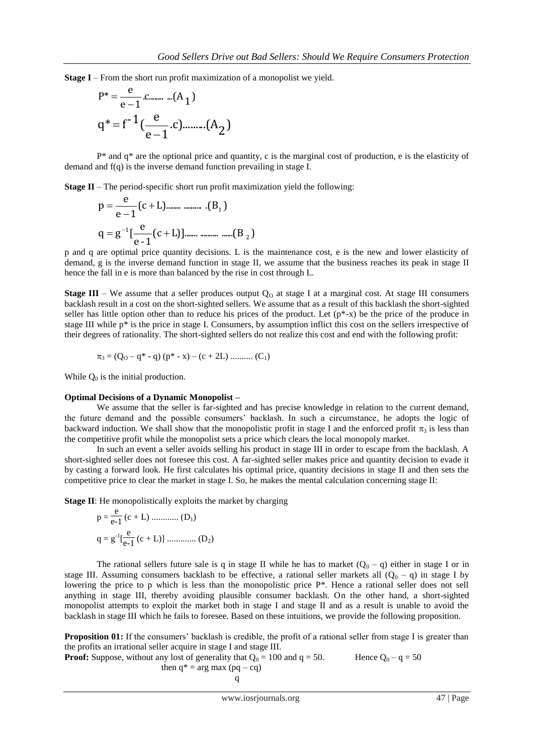**Stage I** – From the short run profit maximization of a monopolist we yield.

$$P^* = \frac{e}{e-1}.c\ldots\ldots\ldots(A_1)$$

$$q^* = f^{-1}\left(\frac{e}{e-1}.c\right)\ldots\ldots\ldots(A_2)$$

P* and q* are the optional price and quantity, c is the marginal cost of production, e is the elasticity of demand and f(q) is the inverse demand function prevailing in stage I.

**Stage II** – The period-specific short run profit maximization yield the following:

$$p = \frac{e}{e-1}(c+L)\ldots\ldots\ldots\ldots\ldots\ldots(B_1)$$

$$q = g^{-1}\left[\frac{e}{e-1}(c+L)\right]\ldots\ldots\ldots\ldots\ldots\ldots(B_2)$$

p and q are optimal price quantity decisions. L is the maintenance cost, e is the new and lower elasticity of demand, g is the inverse demand function in stage II, we assume that the business reaches its peak in stage II hence the fall in e is more than balanced by the rise in cost through L.

**Stage III** – We assume that a seller produces output $Q_O$ at stage I at a marginal cost. At stage III consumers backlash result in a cost on the short-sighted sellers. We assume that as a result of this backlash the short-sighted seller has little option other than to reduce his prices of the product. Let (p*-x) be the price of the produce in stage III while p* is the price in stage I. Consumers, by assumption inflict this cost on the sellers irrespective of their degrees of rationality. The short-sighted sellers do not realize this cost and end with the following profit:

$$\pi_3 = (Q_O - q^* - q)(p^* - x) - (c + 2L) \ldots\ldots\ldots\ldots (C_1)$$

While $Q_0$ is the initial production.

**Optimal Decisions of a Dynamic Monopolist –**

We assume that the seller is far-sighted and has precise knowledge in relation to the current demand, the future demand and the possible consumers' backlash. In such a circumstance, he adopts the logic of backward induction. We shall show that the monopolistic profit in stage I and the enforced profit $\pi_3$ is less than the competitive profit while the monopolist sets a price which clears the local monopoly market.

In such an event a seller avoids selling his product in stage III in order to escape from the backlash. A short-sighted seller does not foresee this cost. A far-sighted seller makes price and quantity decision to evade it by casting a forward look. He first calculates his optimal price, quantity decisions in stage II and then sets the competitive price to clear the market in stage I. So, he makes the mental calculation concerning stage II:

**Stage II**: He monopolistically exploits the market by charging

$$p = \frac{e}{e-1}(c + L) \ldots\ldots\ldots\ldots (D_1)$$

$$q = g^{-1}\left[\frac{e}{e-1}(c + L)\right] \ldots\ldots\ldots\ldots (D_2)$$

The rational sellers future sale is q in stage II while he has to market $(Q_0 - q)$ either in stage I or in stage III. Assuming consumers backlash to be effective, a rational seller markets all $(Q_0 - q)$ in stage I by lowering the price to p which is less than the monopolistic price P*. Hence a rational seller does not sell anything in stage III, thereby avoiding plausible consumer backlash. On the other hand, a short-sighted monopolist attempts to exploit the market both in stage I and stage II and as a result is unable to avoid the backlash in stage III which he fails to foresee. Based on these intuitions, we provide the following proposition.

**Proposition 01:** If the consumers' backlash is credible, the profit of a rational seller from stage I is greater than the profits an irrational seller acquire in stage I and stage III.

**Proof:** Suppose, without any lost of generality that $Q_0 = 100$ and $q = 50$. Hence $Q_0 - q = 50$

then $q^* = \arg\max_q (pq - cq)$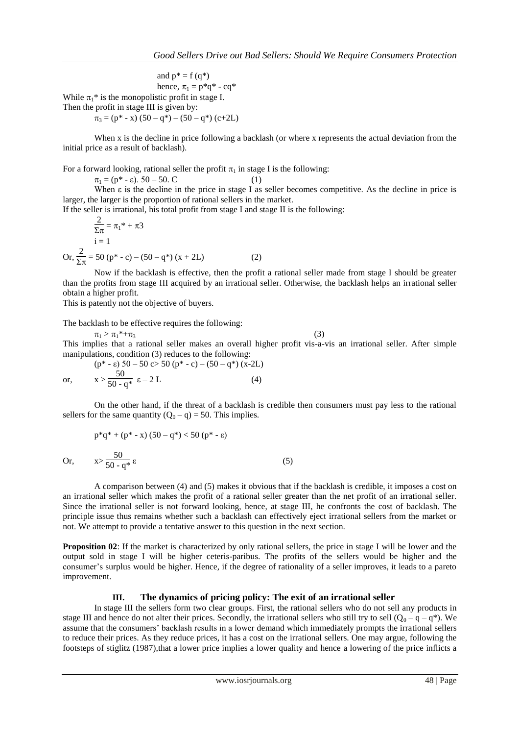and $p^* = f(q^*)$

hence, $\pi_1 = p^*q^* - cq^*$

While $\pi_1^*$ is the monopolistic profit in stage I.

Then the profit in stage III is given by:

$$\pi_3 = (p^* - x)(50 - q^*) - (50 - q^*)(c+2L)$$

When x is the decline in price following a backlash (or where x represents the actual deviation from the initial price as a result of backlash).

For a forward looking, rational seller the profit $\pi_1$ in stage I is the following:

$$\pi_1 = (p^* - \varepsilon).\ 50 - 50.\ C \qquad (1)$$

When ε is the decline in the price in stage I as seller becomes competitive. As the decline in price is larger, the larger is the proportion of rational sellers in the market.

If the seller is irrational, his total profit from stage I and stage II is the following:

$$\frac{2}{\Sigma\pi} = \pi_1^* + \pi 3$$
$$i = 1$$

$$\text{Or, } \frac{2}{\Sigma\pi} = 50\,(p^* - c) - (50 - q^*)(x + 2L) \qquad (2)$$

Now if the backlash is effective, then the profit a rational seller made from stage I should be greater than the profits from stage III acquired by an irrational seller. Otherwise, the backlash helps an irrational seller obtain a higher profit.

This is patently not the objective of buyers.

The backlash to be effective requires the following:

$$\pi_1 > \pi_1^* + \pi_3 \qquad (3)$$

This implies that a rational seller makes an overall higher profit vis-a-vis an irrational seller. After simple manipulations, condition (3) reduces to the following:

$$(p^* - \varepsilon)\ 50 - 50\ c > 50\,(p^* - c) - (50 - q^*)(x - 2L)$$

$$\text{or,} \qquad x > \frac{50}{50 - q^*}\ \varepsilon - 2\ L \qquad (4)$$

On the other hand, if the threat of a backlash is credible then consumers must pay less to the rational sellers for the same quantity $(Q_0 - q) = 50$. This implies.

$$p^*q^* + (p^* - x)(50 - q^*) < 50\,(p^* - \varepsilon)$$

$$\text{Or,} \qquad x > \frac{50}{50 - q^*}\ \varepsilon \qquad (5)$$

A comparison between (4) and (5) makes it obvious that if the backlash is credible, it imposes a cost on an irrational seller which makes the profit of a rational seller greater than the net profit of an irrational seller. Since the irrational seller is not forward looking, hence, at stage III, he confronts the cost of backlash. The principle issue thus remains whether such a backlash can effectively eject irrational sellers from the market or not. We attempt to provide a tentative answer to this question in the next section.

**Proposition 02**: If the market is characterized by only rational sellers, the price in stage I will be lower and the output sold in stage I will be higher ceteris-paribus. The profits of the sellers would be higher and the consumer's surplus would be higher. Hence, if the degree of rationality of a seller improves, it leads to a pareto improvement.

## III. The dynamics of pricing policy: The exit of an irrational seller

In stage III the sellers form two clear groups. First, the rational sellers who do not sell any products in stage III and hence do not alter their prices. Secondly, the irrational sellers who still try to sell $(Q_0 - q - q^*)$. We assume that the consumers' backlash results in a lower demand which immediately prompts the irrational sellers to reduce their prices. As they reduce prices, it has a cost on the irrational sellers. One may argue, following the footsteps of stiglitz (1987),that a lower price implies a lower quality and hence a lowering of the price inflicts a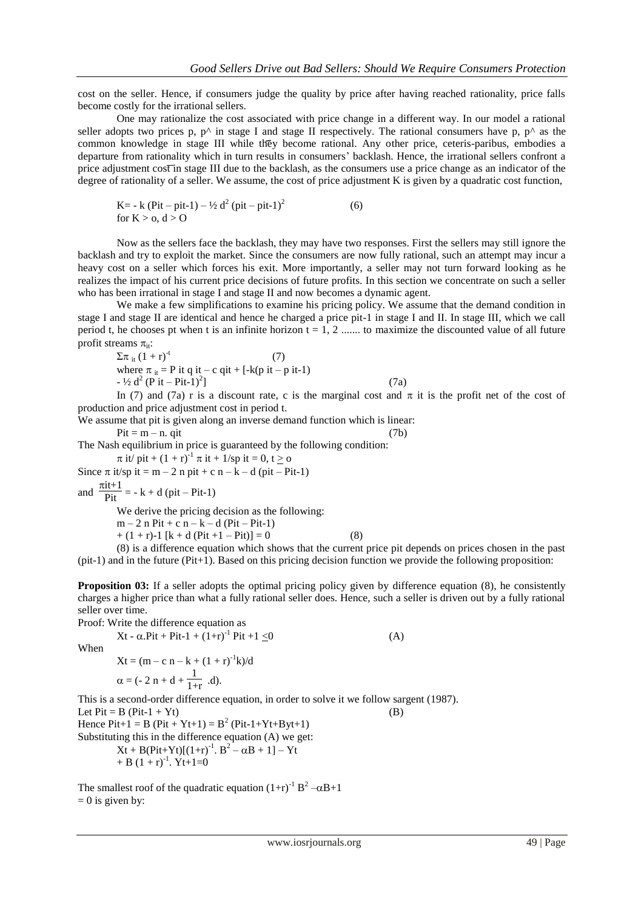cost on the seller. Hence, if consumers judge the quality by price after having reached rationality, price falls become costly for the irrational sellers.

One may rationalize the cost associated with price change in a different way. In our model a rational seller adopts two prices p, p^ in stage I and stage II respectively. The rational consumers have p, p^ as the common knowledge in stage III while they become rational. Any other price, ceteris-paribus, embodies a departure from rationality which in turn results in consumers' backlash. Hence, the irrational sellers confront a price adjustment cost in stage III due to the backlash, as the consumers use a price change as an indicator of the degree of rationality of a seller. We assume, the cost of price adjustment K is given by a quadratic cost function,

$$K = - k\,(P_{it} - p_{it-1}) - \tfrac{1}{2}\, d^2\, (p_{it} - p_{it-1})^2 \qquad (6)$$

for $K > o$, $d > O$

Now as the sellers face the backlash, they may have two responses. First the sellers may still ignore the backlash and try to exploit the market. Since the consumers are now fully rational, such an attempt may incur a heavy cost on a seller which forces his exit. More importantly, a seller may not turn forward looking as he realizes the impact of his current price decisions of future profits. In this section we concentrate on such a seller who has been irrational in stage I and stage II and now becomes a dynamic agent.

We make a few simplifications to examine his pricing policy. We assume that the demand condition in stage I and stage II are identical and hence he charged a price $p_{it-1}$ in stage I and II. In stage III, which we call period t, he chooses $p_t$ when t is an infinite horizon $t = 1, 2$ ....... to maximize the discounted value of all future profit streams $\pi_{it}$:

$$\Sigma \pi_{it}\,(1 + r)^{-t} \qquad (7)$$

$$\text{where } \pi_{it} = P_{it}\, q_{it} - c\, q_{it} + [-k(p_{it} - p_{it-1}) - \tfrac{1}{2}\, d^2\, (P_{it} - P_{it-1})^2] \qquad (7a)$$

In (7) and (7a) r is a discount rate, c is the marginal cost and $\pi_{it}$ is the profit net of the cost of production and price adjustment cost in period t.

We assume that $p_{it}$ is given along an inverse demand function which is linear:

$$P_{it} = m - n.\, q_{it} \qquad (7b)$$

The Nash equilibrium in price is guaranteed by the following condition:

$$\pi_{it}/p_{it} + (1 + r)^{-1}\, \pi_{it+1}/sp_{it} = 0,\ t \geq o$$

Since $\pi_{it}/sp_{it} = m - 2\, n\, p_{it} + c\, n - k - d\,(p_{it} - P_{it-1})$

and $\dfrac{\pi_{it+1}}{P_{it}} = - k + d\,(p_{it} - P_{it-1})$

We derive the pricing decision as the following:

$$m - 2\, n\, P_{it} + c\, n - k - d\,(P_{it} - P_{it-1}) + (1 + r)^{-1}\, [k + d\,(P_{it+1} - P_{it})] = 0 \qquad (8)$$

(8) is a difference equation which shows that the current price $p_{it}$ depends on prices chosen in the past ($p_{it-1}$) and in the future ($P_{it+1}$). Based on this pricing decision function we provide the following proposition:

**Proposition 03:** If a seller adopts the optimal pricing policy given by difference equation (8), he consistently charges a higher price than what a fully rational seller does. Hence, such a seller is driven out by a fully rational seller over time.

Proof: Write the difference equation as

$$X_t - \alpha.P_{it} + P_{it-1} + (1+r)^{-1}\, P_{it+1} \leq 0 \qquad (A)$$

When

$$X_t = (m - c\, n - k + (1 + r)^{-1} k)/d$$

$$\alpha = (- 2\, n + d + \frac{1}{1+r}\, .d).$$

This is a second-order difference equation, in order to solve it we follow sargent (1987).

Let $P_{it} = B\,(P_{it-1} + Y_t)$ (B)

Hence $P_{it+1} = B\,(P_{it} + Y_{t+1}) = B^2\,(P_{it-1} + Y_t + BY_{t+1})$

Substituting this in the difference equation (A) we get:

$$X_t + B(P_{it} + Y_t)[(1+r)^{-1}.\, B^2 - \alpha B + 1] - Y_t + B\,(1 + r)^{-1}.\, Y_{t+1} = 0$$

The smallest roof of the quadratic equation $(1+r)^{-1}\, B^2 - \alpha B + 1 = 0$ is given by: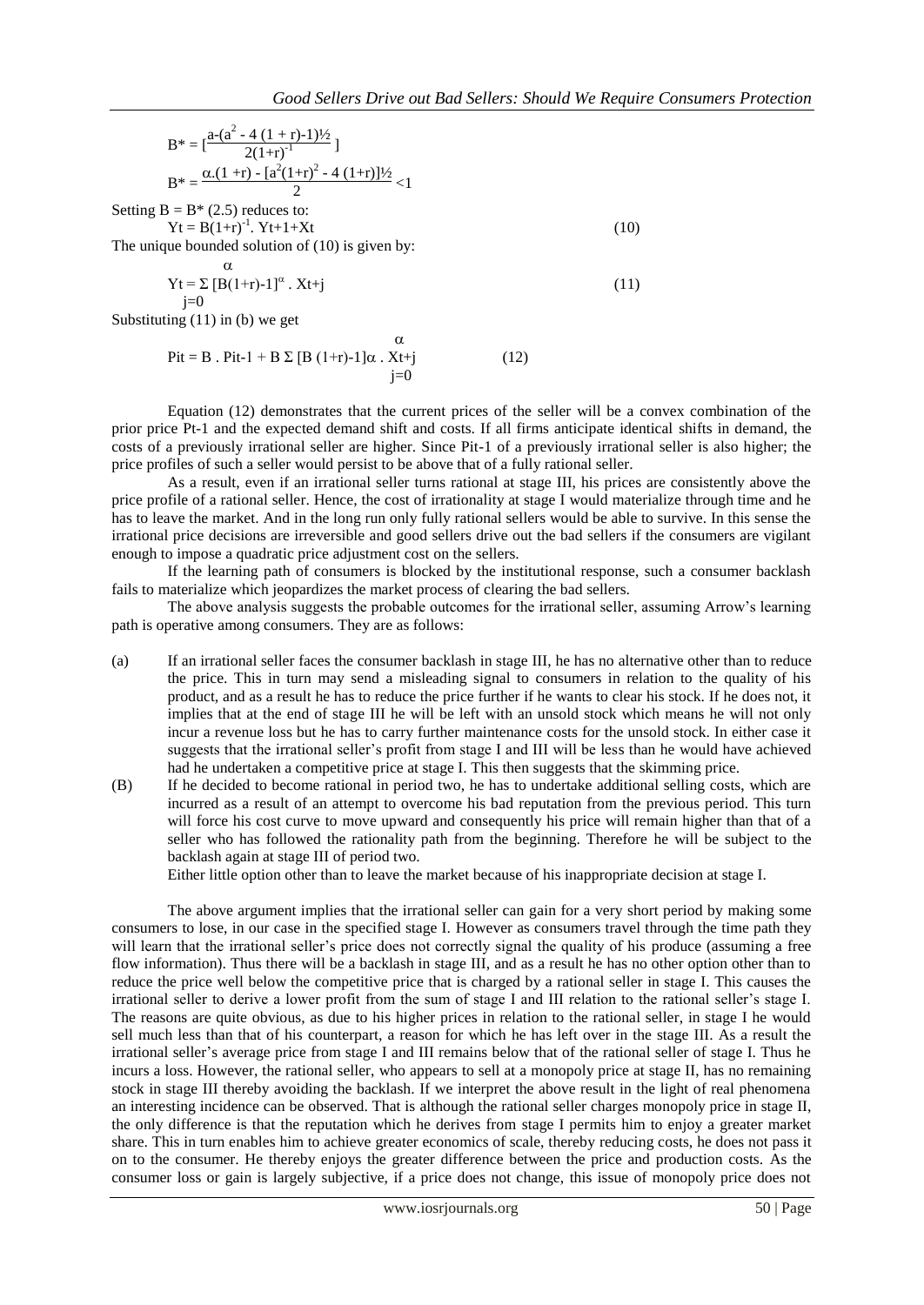$$B^* = \left[\frac{a-(a^2 - 4\,(1 + r)-1)^{½}}{2(1+r)^{-1}}\right]$$

$$B^* = \frac{\alpha.(1 + r) - [a^2(1+r)^2 - 4\,(1+r)]^{½}}{2} < 1$$

Setting $B = B^*$ (2.5) reduces to:

$$Y_t = B(1+r)^{-1}.\ Y_{t+1} + X_t \tag{10}$$

The unique bounded solution of (10) is given by:

$$Y_t = \sum_{j=0}^{\alpha} [B(1+r)-1]^{\alpha} .\ X_{t+j} \tag{11}$$

Substituting (11) in (b) we get

$$P_{it} = B\ .\ P_{it-1} + B \sum_{j=0}^{\alpha} [B\,(1+r)-1]\alpha\ .\ X_{t+j} \tag{12}$$

Equation (12) demonstrates that the current prices of the seller will be a convex combination of the prior price $P_{t-1}$ and the expected demand shift and costs. If all firms anticipate identical shifts in demand, the costs of a previously irrational seller are higher. Since $P_{it-1}$ of a previously irrational seller is also higher; the price profiles of such a seller would persist to be above that of a fully rational seller.

As a result, even if an irrational seller turns rational at stage III, his prices are consistently above the price profile of a rational seller. Hence, the cost of irrationality at stage I would materialize through time and he has to leave the market. And in the long run only fully rational sellers would be able to survive. In this sense the irrational price decisions are irreversible and good sellers drive out the bad sellers if the consumers are vigilant enough to impose a quadratic price adjustment cost on the sellers.

If the learning path of consumers is blocked by the institutional response, such a consumer backlash fails to materialize which jeopardizes the market process of clearing the bad sellers.

The above analysis suggests the probable outcomes for the irrational seller, assuming Arrow's learning path is operative among consumers. They are as follows:

(a) If an irrational seller faces the consumer backlash in stage III, he has no alternative other than to reduce the price. This in turn may send a misleading signal to consumers in relation to the quality of his product, and as a result he has to reduce the price further if he wants to clear his stock. If he does not, it implies that at the end of stage III he will be left with an unsold stock which means he will not only incur a revenue loss but he has to carry further maintenance costs for the unsold stock. In either case it suggests that the irrational seller's profit from stage I and III will be less than he would have achieved had he undertaken a competitive price at stage I. This then suggests that the skimming price.

(B) If he decided to become rational in period two, he has to undertake additional selling costs, which are incurred as a result of an attempt to overcome his bad reputation from the previous period. This turn will force his cost curve to move upward and consequently his price will remain higher than that of a seller who has followed the rationality path from the beginning. Therefore he will be subject to the backlash again at stage III of period two.

Either little option other than to leave the market because of his inappropriate decision at stage I.

The above argument implies that the irrational seller can gain for a very short period by making some consumers to lose, in our case in the specified stage I. However as consumers travel through the time path they will learn that the irrational seller's price does not correctly signal the quality of his produce (assuming a free flow information). Thus there will be a backlash in stage III, and as a result he has no other option other than to reduce the price well below the competitive price that is charged by a rational seller in stage I. This causes the irrational seller to derive a lower profit from the sum of stage I and III relation to the rational seller's stage I. The reasons are quite obvious, as due to his higher prices in relation to the rational seller, in stage I he would sell much less than that of his counterpart, a reason for which he has left over in the stage III. As a result the irrational seller's average price from stage I and III remains below that of the rational seller of stage I. Thus he incurs a loss. However, the rational seller, who appears to sell at a monopoly price at stage II, has no remaining stock in stage III thereby avoiding the backlash. If we interpret the above result in the light of real phenomena an interesting incidence can be observed. That is although the rational seller charges monopoly price in stage II, the only difference is that the reputation which he derives from stage I permits him to enjoy a greater market share. This in turn enables him to achieve greater economics of scale, thereby reducing costs, he does not pass it on to the consumer. He thereby enjoys the greater difference between the price and production costs. As the consumer loss or gain is largely subjective, if a price does not change, this issue of monopoly price does not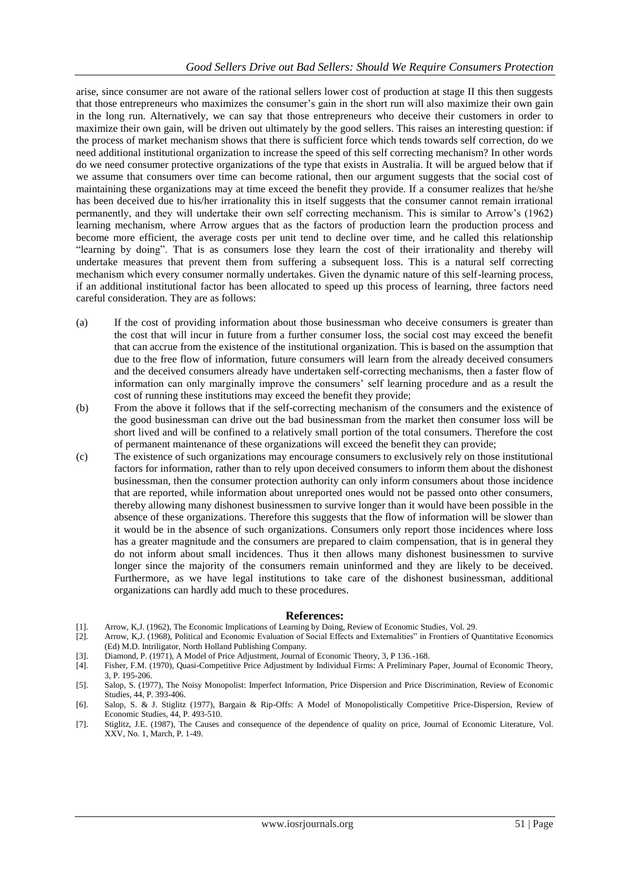arise, since consumer are not aware of the rational sellers lower cost of production at stage II this then suggests that those entrepreneurs who maximizes the consumer's gain in the short run will also maximize their own gain in the long run. Alternatively, we can say that those entrepreneurs who deceive their customers in order to maximize their own gain, will be driven out ultimately by the good sellers. This raises an interesting question: if the process of market mechanism shows that there is sufficient force which tends towards self correction, do we need additional institutional organization to increase the speed of this self correcting mechanism? In other words do we need consumer protective organizations of the type that exists in Australia. It will be argued below that if we assume that consumers over time can become rational, then our argument suggests that the social cost of maintaining these organizations may at time exceed the benefit they provide. If a consumer realizes that he/she has been deceived due to his/her irrationality this in itself suggests that the consumer cannot remain irrational permanently, and they will undertake their own self correcting mechanism. This is similar to Arrow's (1962) learning mechanism, where Arrow argues that as the factors of production learn the production process and become more efficient, the average costs per unit tend to decline over time, and he called this relationship "learning by doing". That is as consumers lose they learn the cost of their irrationality and thereby will undertake measures that prevent them from suffering a subsequent loss. This is a natural self correcting mechanism which every consumer normally undertakes. Given the dynamic nature of this self-learning process, if an additional institutional factor has been allocated to speed up this process of learning, three factors need careful consideration. They are as follows:

(a) If the cost of providing information about those businessman who deceive consumers is greater than the cost that will incur in future from a further consumer loss, the social cost may exceed the benefit that can accrue from the existence of the institutional organization. This is based on the assumption that due to the free flow of information, future consumers will learn from the already deceived consumers and the deceived consumers already have undertaken self-correcting mechanisms, then a faster flow of information can only marginally improve the consumers' self learning procedure and as a result the cost of running these institutions may exceed the benefit they provide;

(b) From the above it follows that if the self-correcting mechanism of the consumers and the existence of the good businessman can drive out the bad businessman from the market then consumer loss will be short lived and will be confined to a relatively small portion of the total consumers. Therefore the cost of permanent maintenance of these organizations will exceed the benefit they can provide;

(c) The existence of such organizations may encourage consumers to exclusively rely on those institutional factors for information, rather than to rely upon deceived consumers to inform them about the dishonest businessman, then the consumer protection authority can only inform consumers about those incidence that are reported, while information about unreported ones would not be passed onto other consumers, thereby allowing many dishonest businessmen to survive longer than it would have been possible in the absence of these organizations. Therefore this suggests that the flow of information will be slower than it would be in the absence of such organizations. Consumers only report those incidences where loss has a greater magnitude and the consumers are prepared to claim compensation, that is in general they do not inform about small incidences. Thus it then allows many dishonest businessmen to survive longer since the majority of the consumers remain uninformed and they are likely to be deceived. Furthermore, as we have legal institutions to take care of the dishonest businessman, additional organizations can hardly add much to these procedures.

## References:

[1]. Arrow, K,J. (1962), The Economic Implications of Learning by Doing, Review of Economic Studies, Vol. 29.

[2]. Arrow, K,J. (1968), Political and Economic Evaluation of Social Effects and Externalities" in Frontiers of Quantitative Economics (Ed) M.D. Intriligator, North Holland Publishing Company.

[3]. Diamond, P. (1971), A Model of Price Adjustment, Journal of Economic Theory, 3, P 136.-168.

[4]. Fisher, F.M. (1970), Quasi-Competitive Price Adjustment by Individual Firms: A Preliminary Paper, Journal of Economic Theory, 3, P. 195-206.

[5]. Salop, S. (1977), The Noisy Monopolist: Imperfect Information, Price Dispersion and Price Discrimination, Review of Economic Studies, 44, P. 393-406.

[6]. Salop, S. & J. Stiglitz (1977), Bargain & Rip-Offs: A Model of Monopolistically Competitive Price-Dispersion, Review of Economic Studies, 44, P. 493-510.

[7]. Stiglitz, J.E. (1987), The Causes and consequence of the dependence of quality on price, Journal of Economic Literature, Vol. XXV, No. 1, March, P. 1-49.